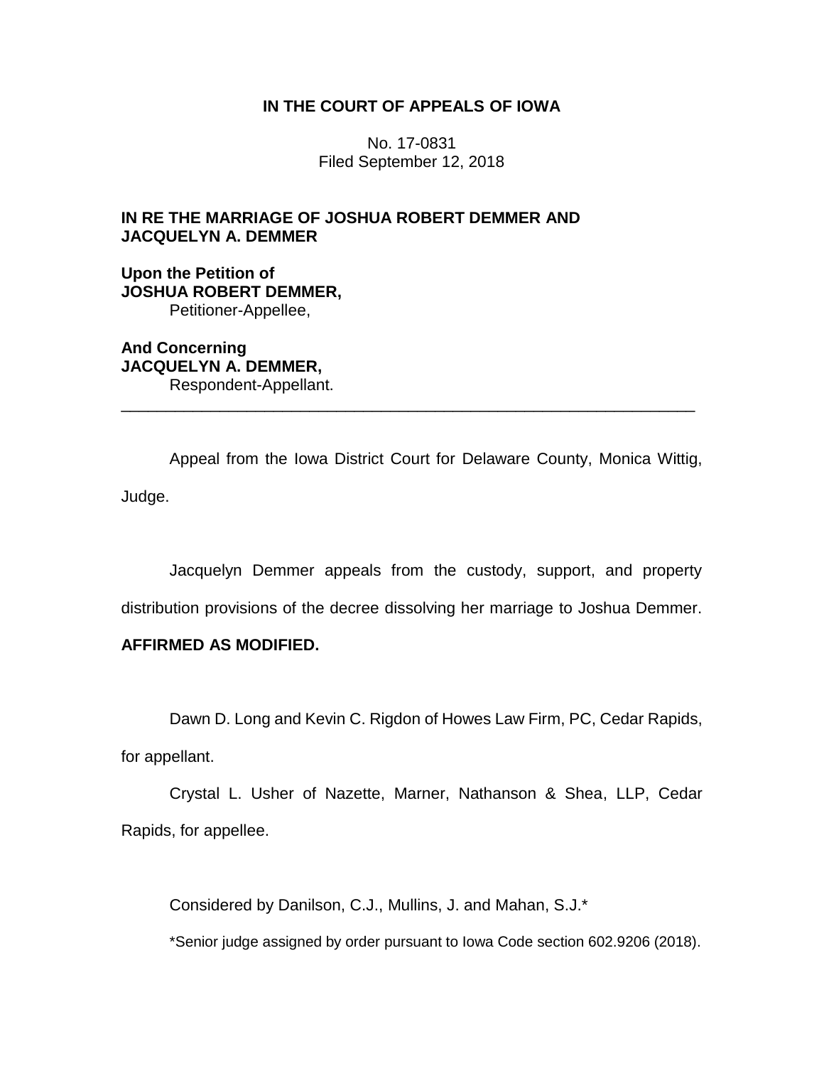**IN THE COURT OF APPEALS OF IOWA**

No. 17-0831
Filed September 12, 2018

**IN RE THE MARRIAGE OF JOSHUA ROBERT DEMMER AND JACQUELYN A. DEMMER**

**Upon the Petition of**
**JOSHUA ROBERT DEMMER,**
Petitioner-Appellee,

**And Concerning**
**JACQUELYN A. DEMMER,**
Respondent-Appellant.

---

Appeal from the Iowa District Court for Delaware County, Monica Wittig, Judge.

Jacquelyn Demmer appeals from the custody, support, and property distribution provisions of the decree dissolving her marriage to Joshua Demmer. **AFFIRMED AS MODIFIED.**

Dawn D. Long and Kevin C. Rigdon of Howes Law Firm, PC, Cedar Rapids, for appellant.

Crystal L. Usher of Nazette, Marner, Nathanson & Shea, LLP, Cedar Rapids, for appellee.

Considered by Danilson, C.J., Mullins, J. and Mahan, S.J.*

*Senior judge assigned by order pursuant to Iowa Code section 602.9206 (2018).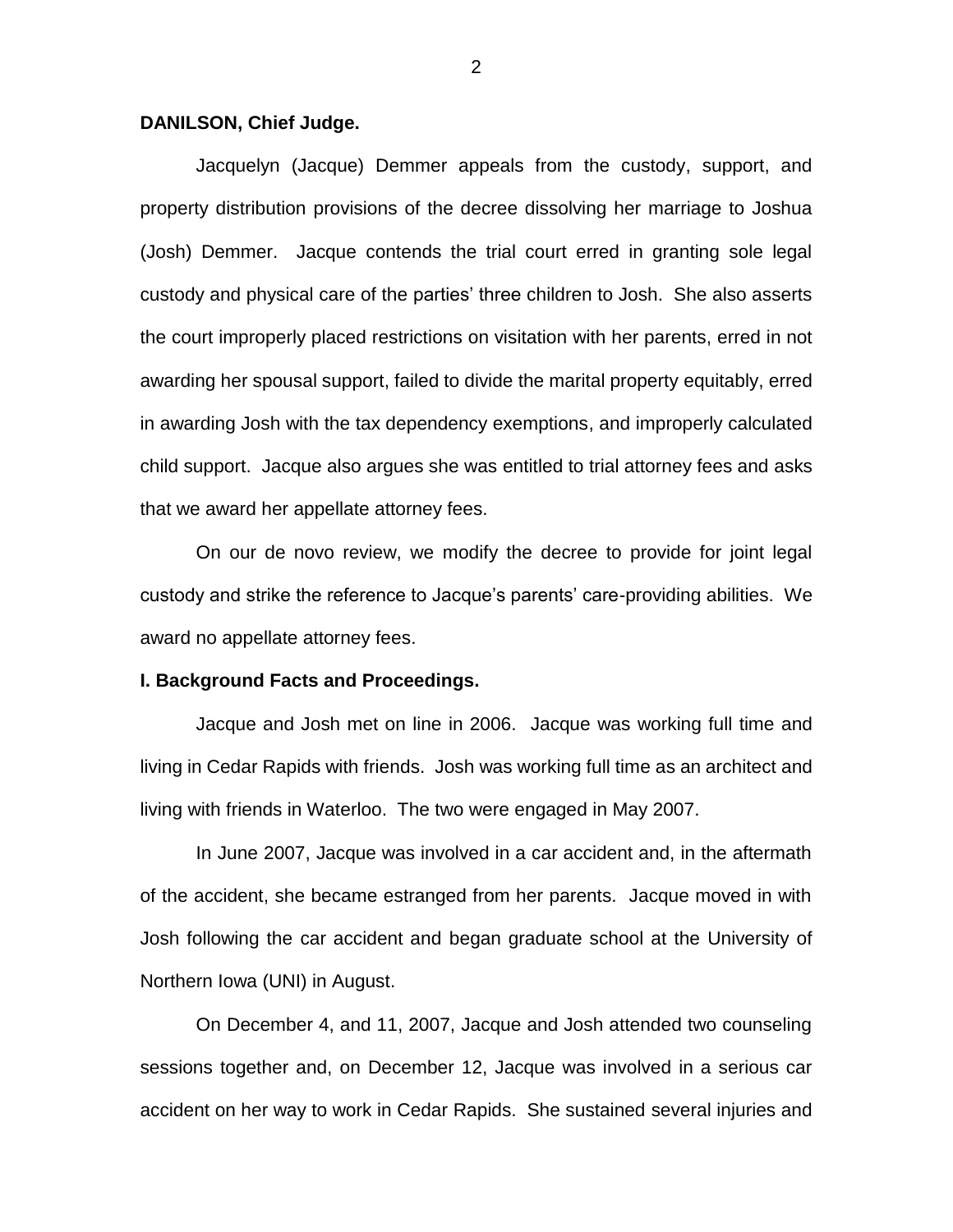**DANILSON, Chief Judge.**

Jacquelyn (Jacque) Demmer appeals from the custody, support, and property distribution provisions of the decree dissolving her marriage to Joshua (Josh) Demmer. Jacque contends the trial court erred in granting sole legal custody and physical care of the parties' three children to Josh. She also asserts the court improperly placed restrictions on visitation with her parents, erred in not awarding her spousal support, failed to divide the marital property equitably, erred in awarding Josh with the tax dependency exemptions, and improperly calculated child support. Jacque also argues she was entitled to trial attorney fees and asks that we award her appellate attorney fees.

On our de novo review, we modify the decree to provide for joint legal custody and strike the reference to Jacque's parents' care-providing abilities. We award no appellate attorney fees.

**I. Background Facts and Proceedings.**

Jacque and Josh met on line in 2006. Jacque was working full time and living in Cedar Rapids with friends. Josh was working full time as an architect and living with friends in Waterloo. The two were engaged in May 2007.

In June 2007, Jacque was involved in a car accident and, in the aftermath of the accident, she became estranged from her parents. Jacque moved in with Josh following the car accident and began graduate school at the University of Northern Iowa (UNI) in August.

On December 4, and 11, 2007, Jacque and Josh attended two counseling sessions together and, on December 12, Jacque was involved in a serious car accident on her way to work in Cedar Rapids. She sustained several injuries and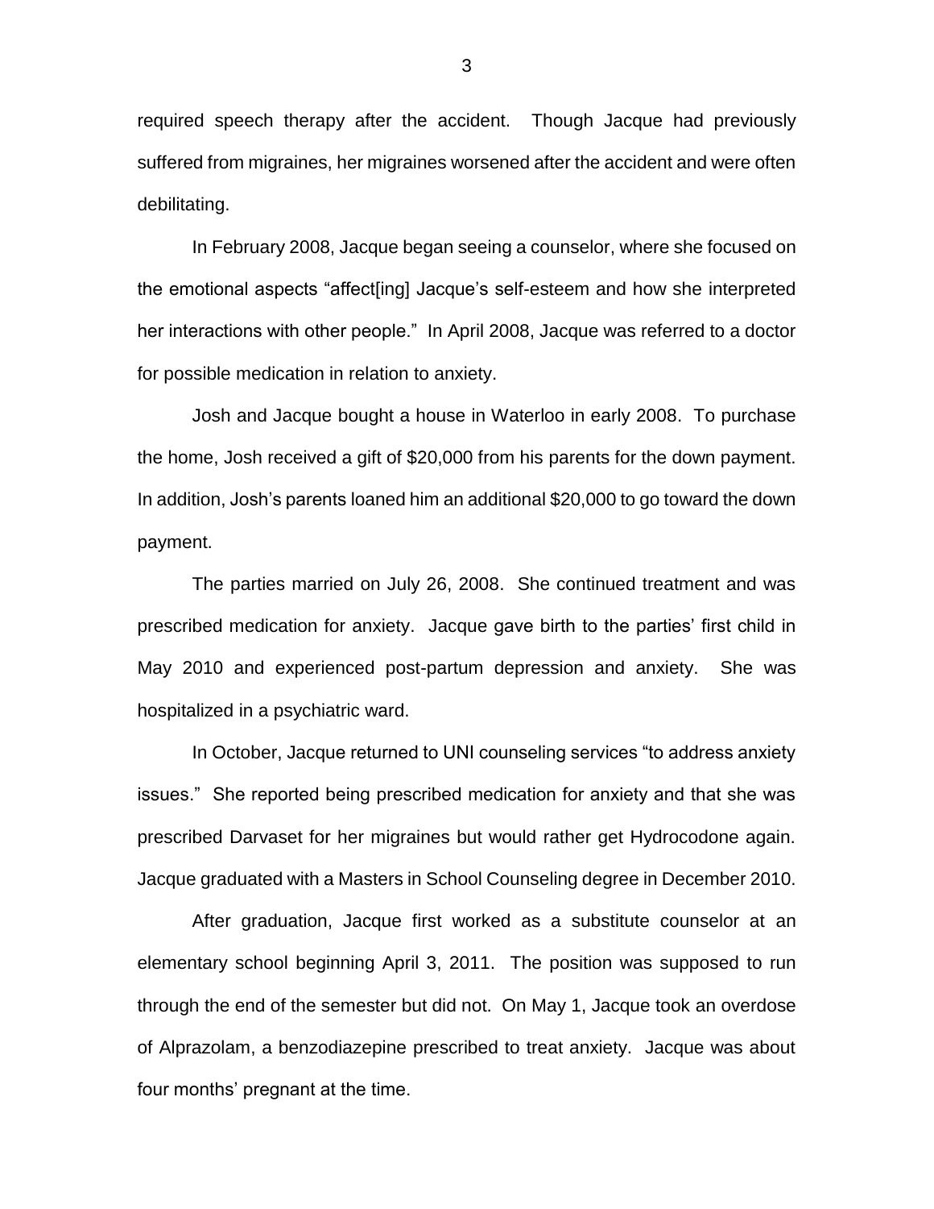required speech therapy after the accident. Though Jacque had previously suffered from migraines, her migraines worsened after the accident and were often debilitating.

In February 2008, Jacque began seeing a counselor, where she focused on the emotional aspects "affect[ing] Jacque's self-esteem and how she interpreted her interactions with other people." In April 2008, Jacque was referred to a doctor for possible medication in relation to anxiety.

Josh and Jacque bought a house in Waterloo in early 2008. To purchase the home, Josh received a gift of $20,000 from his parents for the down payment. In addition, Josh's parents loaned him an additional $20,000 to go toward the down payment.

The parties married on July 26, 2008. She continued treatment and was prescribed medication for anxiety. Jacque gave birth to the parties' first child in May 2010 and experienced post-partum depression and anxiety. She was hospitalized in a psychiatric ward.

In October, Jacque returned to UNI counseling services "to address anxiety issues." She reported being prescribed medication for anxiety and that she was prescribed Darvaset for her migraines but would rather get Hydrocodone again. Jacque graduated with a Masters in School Counseling degree in December 2010.

After graduation, Jacque first worked as a substitute counselor at an elementary school beginning April 3, 2011. The position was supposed to run through the end of the semester but did not. On May 1, Jacque took an overdose of Alprazolam, a benzodiazepine prescribed to treat anxiety. Jacque was about four months' pregnant at the time.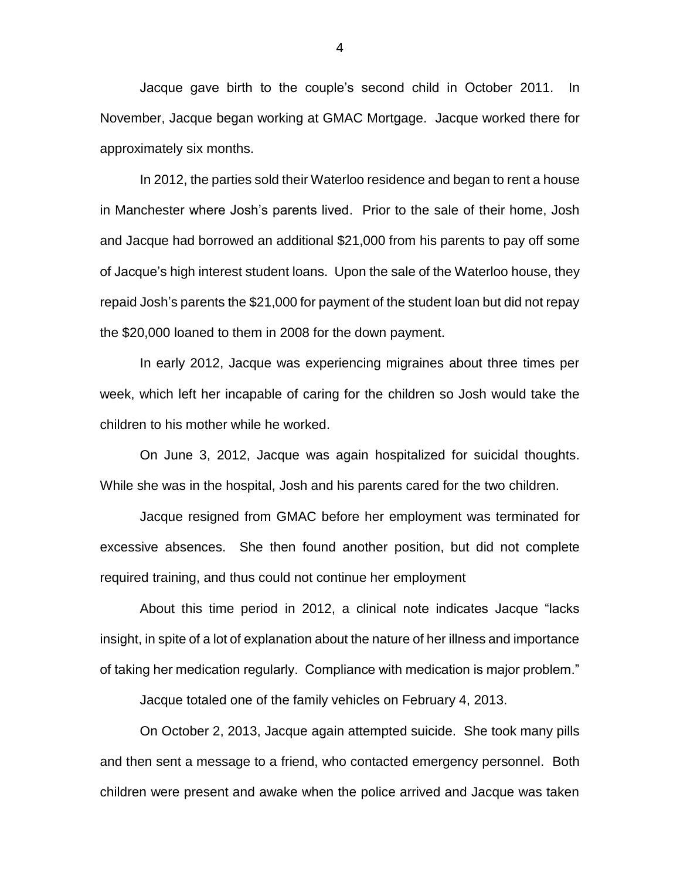Jacque gave birth to the couple's second child in October 2011. In November, Jacque began working at GMAC Mortgage. Jacque worked there for approximately six months.

In 2012, the parties sold their Waterloo residence and began to rent a house in Manchester where Josh's parents lived. Prior to the sale of their home, Josh and Jacque had borrowed an additional $21,000 from his parents to pay off some of Jacque's high interest student loans. Upon the sale of the Waterloo house, they repaid Josh's parents the $21,000 for payment of the student loan but did not repay the $20,000 loaned to them in 2008 for the down payment.

In early 2012, Jacque was experiencing migraines about three times per week, which left her incapable of caring for the children so Josh would take the children to his mother while he worked.

On June 3, 2012, Jacque was again hospitalized for suicidal thoughts. While she was in the hospital, Josh and his parents cared for the two children.

Jacque resigned from GMAC before her employment was terminated for excessive absences. She then found another position, but did not complete required training, and thus could not continue her employment

About this time period in 2012, a clinical note indicates Jacque "lacks insight, in spite of a lot of explanation about the nature of her illness and importance of taking her medication regularly. Compliance with medication is major problem."

Jacque totaled one of the family vehicles on February 4, 2013.

On October 2, 2013, Jacque again attempted suicide. She took many pills and then sent a message to a friend, who contacted emergency personnel. Both children were present and awake when the police arrived and Jacque was taken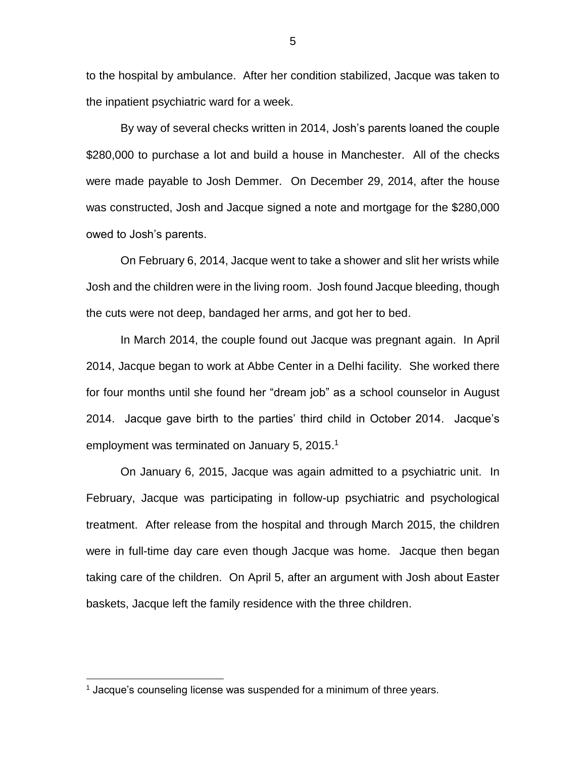to the hospital by ambulance. After her condition stabilized, Jacque was taken to the inpatient psychiatric ward for a week.

By way of several checks written in 2014, Josh's parents loaned the couple $280,000 to purchase a lot and build a house in Manchester. All of the checks were made payable to Josh Demmer. On December 29, 2014, after the house was constructed, Josh and Jacque signed a note and mortgage for the $280,000 owed to Josh's parents.

On February 6, 2014, Jacque went to take a shower and slit her wrists while Josh and the children were in the living room. Josh found Jacque bleeding, though the cuts were not deep, bandaged her arms, and got her to bed.

In March 2014, the couple found out Jacque was pregnant again. In April 2014, Jacque began to work at Abbe Center in a Delhi facility. She worked there for four months until she found her "dream job" as a school counselor in August 2014. Jacque gave birth to the parties' third child in October 2014. Jacque's employment was terminated on January 5, 2015.[1]

On January 6, 2015, Jacque was again admitted to a psychiatric unit. In February, Jacque was participating in follow-up psychiatric and psychological treatment. After release from the hospital and through March 2015, the children were in full-time day care even though Jacque was home. Jacque then began taking care of the children. On April 5, after an argument with Josh about Easter baskets, Jacque left the family residence with the three children.

---

[1] Jacque's counseling license was suspended for a minimum of three years.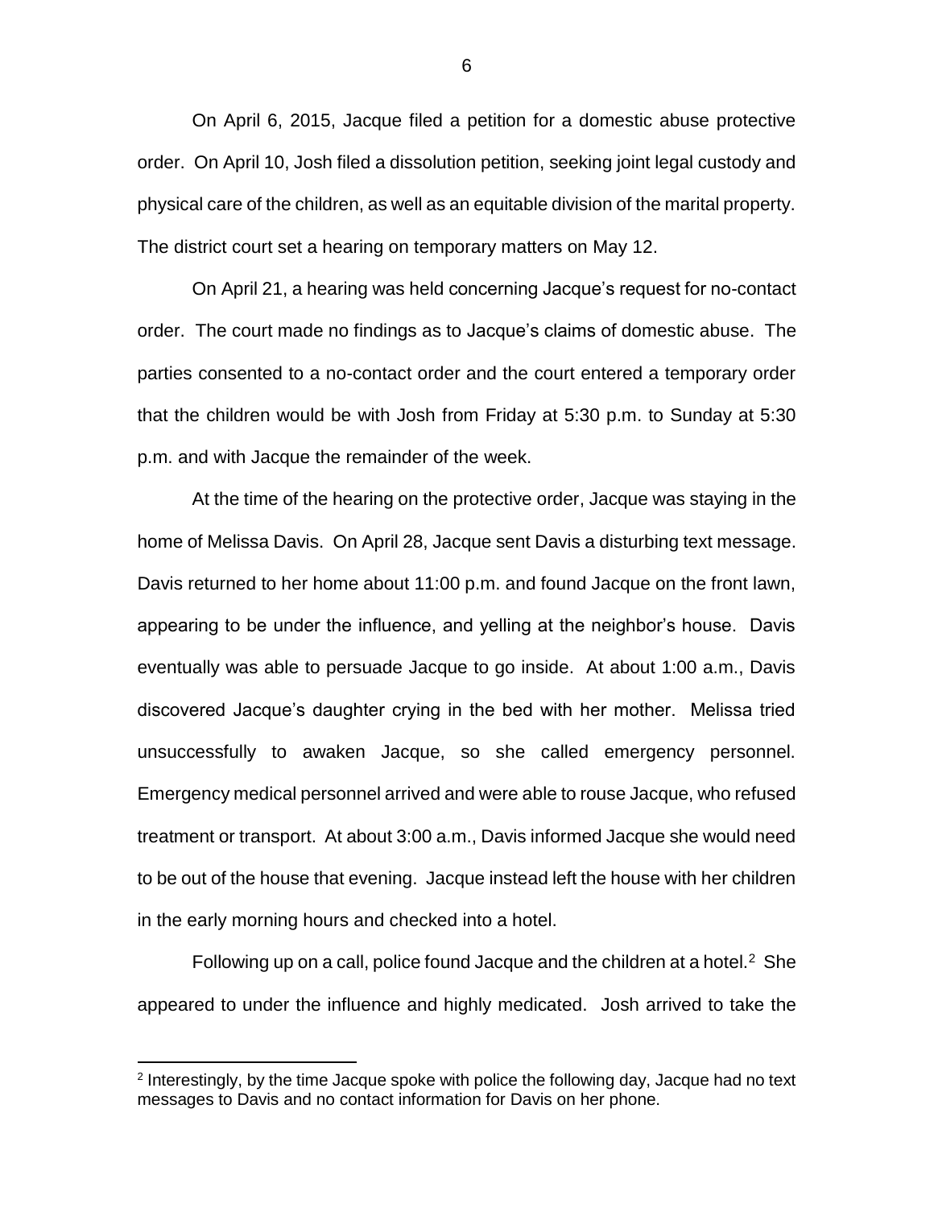On April 6, 2015, Jacque filed a petition for a domestic abuse protective order. On April 10, Josh filed a dissolution petition, seeking joint legal custody and physical care of the children, as well as an equitable division of the marital property. The district court set a hearing on temporary matters on May 12.

On April 21, a hearing was held concerning Jacque's request for no-contact order. The court made no findings as to Jacque's claims of domestic abuse. The parties consented to a no-contact order and the court entered a temporary order that the children would be with Josh from Friday at 5:30 p.m. to Sunday at 5:30 p.m. and with Jacque the remainder of the week.

At the time of the hearing on the protective order, Jacque was staying in the home of Melissa Davis. On April 28, Jacque sent Davis a disturbing text message. Davis returned to her home about 11:00 p.m. and found Jacque on the front lawn, appearing to be under the influence, and yelling at the neighbor's house. Davis eventually was able to persuade Jacque to go inside. At about 1:00 a.m., Davis discovered Jacque's daughter crying in the bed with her mother. Melissa tried unsuccessfully to awaken Jacque, so she called emergency personnel. Emergency medical personnel arrived and were able to rouse Jacque, who refused treatment or transport. At about 3:00 a.m., Davis informed Jacque she would need to be out of the house that evening. Jacque instead left the house with her children in the early morning hours and checked into a hotel.

Following up on a call, police found Jacque and the children at a hotel.[2] She appeared to under the influence and highly medicated. Josh arrived to take the

[2] Interestingly, by the time Jacque spoke with police the following day, Jacque had no text messages to Davis and no contact information for Davis on her phone.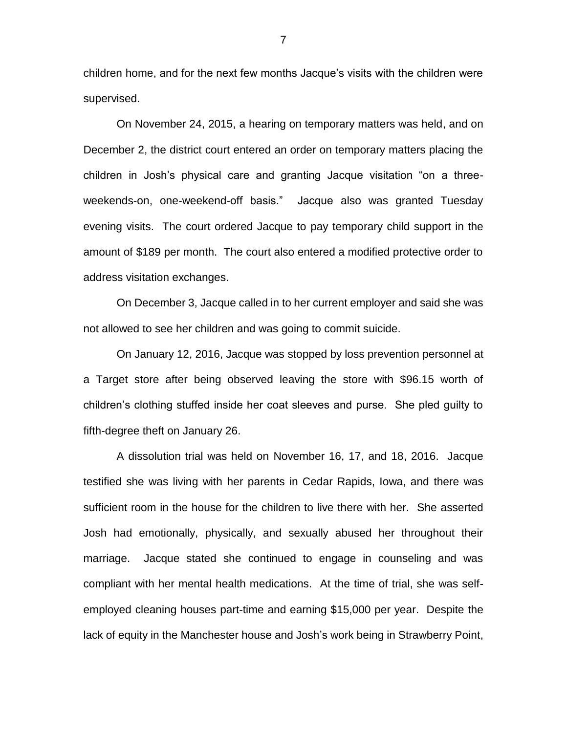children home, and for the next few months Jacque's visits with the children were supervised.

On November 24, 2015, a hearing on temporary matters was held, and on December 2, the district court entered an order on temporary matters placing the children in Josh's physical care and granting Jacque visitation "on a three-weekends-on, one-weekend-off basis." Jacque also was granted Tuesday evening visits. The court ordered Jacque to pay temporary child support in the amount of $189 per month. The court also entered a modified protective order to address visitation exchanges.

On December 3, Jacque called in to her current employer and said she was not allowed to see her children and was going to commit suicide.

On January 12, 2016, Jacque was stopped by loss prevention personnel at a Target store after being observed leaving the store with $96.15 worth of children's clothing stuffed inside her coat sleeves and purse. She pled guilty to fifth-degree theft on January 26.

A dissolution trial was held on November 16, 17, and 18, 2016. Jacque testified she was living with her parents in Cedar Rapids, Iowa, and there was sufficient room in the house for the children to live there with her. She asserted Josh had emotionally, physically, and sexually abused her throughout their marriage. Jacque stated she continued to engage in counseling and was compliant with her mental health medications. At the time of trial, she was self-employed cleaning houses part-time and earning $15,000 per year. Despite the lack of equity in the Manchester house and Josh's work being in Strawberry Point,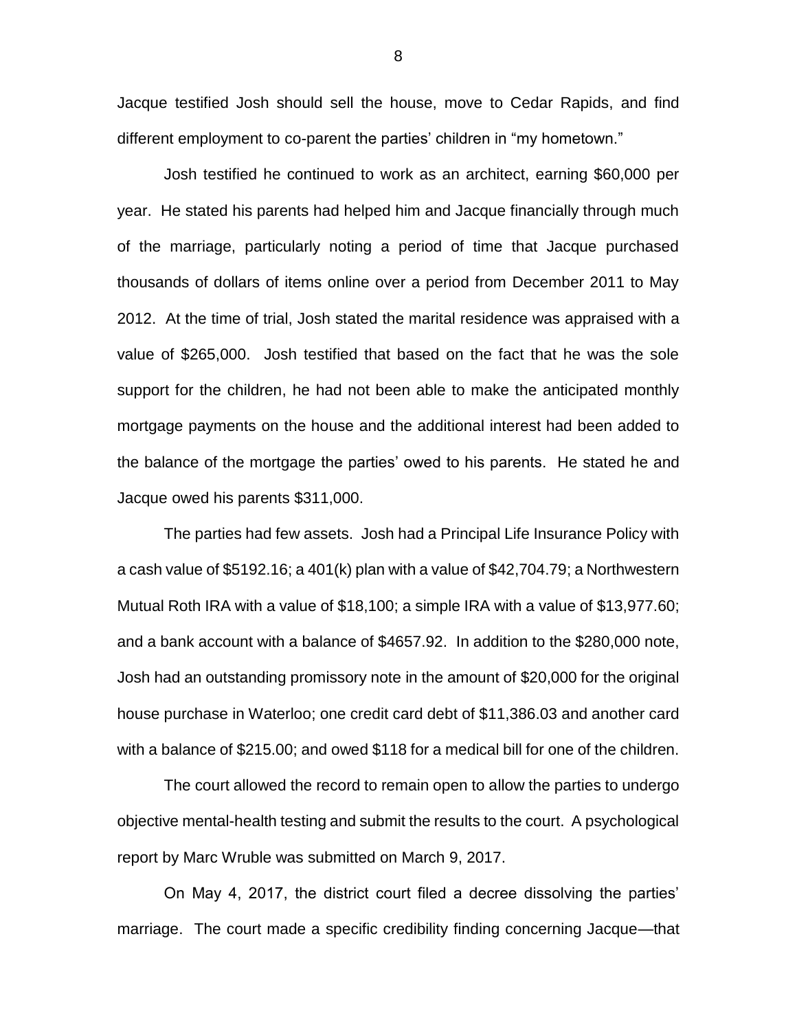Jacque testified Josh should sell the house, move to Cedar Rapids, and find different employment to co-parent the parties' children in "my hometown."

Josh testified he continued to work as an architect, earning $60,000 per year. He stated his parents had helped him and Jacque financially through much of the marriage, particularly noting a period of time that Jacque purchased thousands of dollars of items online over a period from December 2011 to May 2012. At the time of trial, Josh stated the marital residence was appraised with a value of $265,000. Josh testified that based on the fact that he was the sole support for the children, he had not been able to make the anticipated monthly mortgage payments on the house and the additional interest had been added to the balance of the mortgage the parties' owed to his parents. He stated he and Jacque owed his parents $311,000.

The parties had few assets. Josh had a Principal Life Insurance Policy with a cash value of $5192.16; a 401(k) plan with a value of $42,704.79; a Northwestern Mutual Roth IRA with a value of $18,100; a simple IRA with a value of $13,977.60; and a bank account with a balance of $4657.92. In addition to the $280,000 note, Josh had an outstanding promissory note in the amount of $20,000 for the original house purchase in Waterloo; one credit card debt of $11,386.03 and another card with a balance of $215.00; and owed $118 for a medical bill for one of the children.

The court allowed the record to remain open to allow the parties to undergo objective mental-health testing and submit the results to the court. A psychological report by Marc Wruble was submitted on March 9, 2017.

On May 4, 2017, the district court filed a decree dissolving the parties' marriage. The court made a specific credibility finding concerning Jacque—that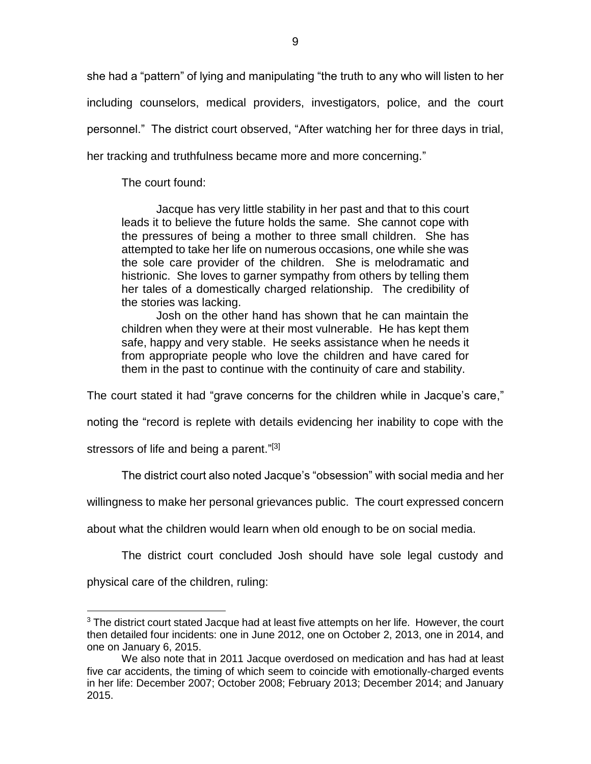she had a "pattern" of lying and manipulating "the truth to any who will listen to her including counselors, medical providers, investigators, police, and the court personnel." The district court observed, "After watching her for three days in trial, her tracking and truthfulness became more and more concerning."

The court found:

> Jacque has very little stability in her past and that to this court leads it to believe the future holds the same. She cannot cope with the pressures of being a mother to three small children. She has attempted to take her life on numerous occasions, one while she was the sole care provider of the children. She is melodramatic and histrionic. She loves to garner sympathy from others by telling them her tales of a domestically charged relationship. The credibility of the stories was lacking.
>
> Josh on the other hand has shown that he can maintain the children when they were at their most vulnerable. He has kept them safe, happy and very stable. He seeks assistance when he needs it from appropriate people who love the children and have cared for them in the past to continue with the continuity of care and stability.

The court stated it had "grave concerns for the children while in Jacque's care," noting the "record is replete with details evidencing her inability to cope with the stressors of life and being a parent."[3]

The district court also noted Jacque's "obsession" with social media and her willingness to make her personal grievances public. The court expressed concern about what the children would learn when old enough to be on social media.

The district court concluded Josh should have sole legal custody and physical care of the children, ruling:

---

[3] The district court stated Jacque had at least five attempts on her life. However, the court then detailed four incidents: one in June 2012, one on October 2, 2013, one in 2014, and one on January 6, 2015.

We also note that in 2011 Jacque overdosed on medication and has had at least five car accidents, the timing of which seem to coincide with emotionally-charged events in her life: December 2007; October 2008; February 2013; December 2014; and January 2015.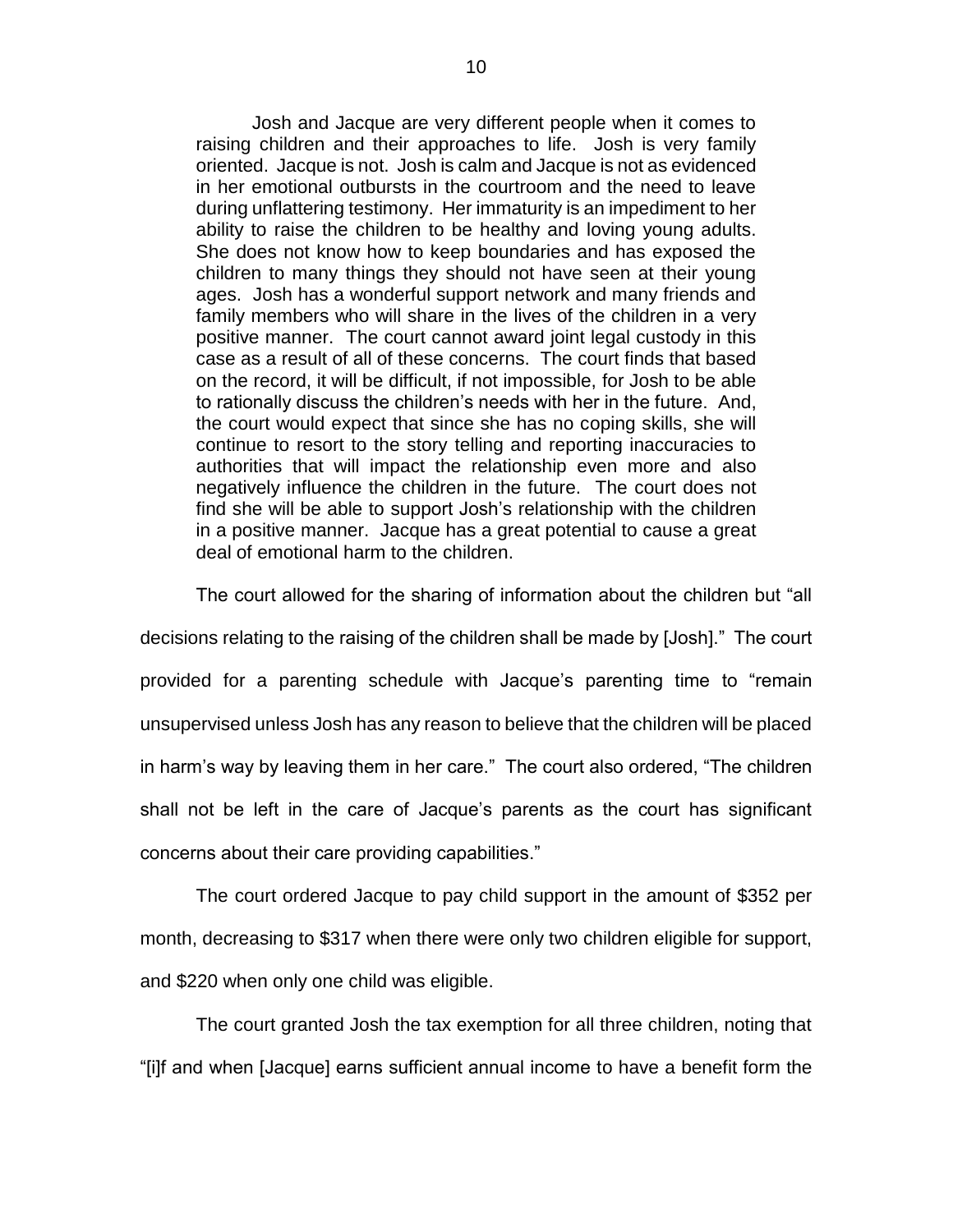> Josh and Jacque are very different people when it comes to raising children and their approaches to life. Josh is very family oriented. Jacque is not. Josh is calm and Jacque is not as evidenced in her emotional outbursts in the courtroom and the need to leave during unflattering testimony. Her immaturity is an impediment to her ability to raise the children to be healthy and loving young adults. She does not know how to keep boundaries and has exposed the children to many things they should not have seen at their young ages. Josh has a wonderful support network and many friends and family members who will share in the lives of the children in a very positive manner. The court cannot award joint legal custody in this case as a result of all of these concerns. The court finds that based on the record, it will be difficult, if not impossible, for Josh to be able to rationally discuss the children's needs with her in the future. And, the court would expect that since she has no coping skills, she will continue to resort to the story telling and reporting inaccuracies to authorities that will impact the relationship even more and also negatively influence the children in the future. The court does not find she will be able to support Josh's relationship with the children in a positive manner. Jacque has a great potential to cause a great deal of emotional harm to the children.

The court allowed for the sharing of information about the children but "all decisions relating to the raising of the children shall be made by [Josh]." The court provided for a parenting schedule with Jacque's parenting time to "remain unsupervised unless Josh has any reason to believe that the children will be placed in harm's way by leaving them in her care." The court also ordered, "The children shall not be left in the care of Jacque's parents as the court has significant concerns about their care providing capabilities."

The court ordered Jacque to pay child support in the amount of $352 per month, decreasing to $317 when there were only two children eligible for support, and $220 when only one child was eligible.

The court granted Josh the tax exemption for all three children, noting that "[i]f and when [Jacque] earns sufficient annual income to have a benefit form the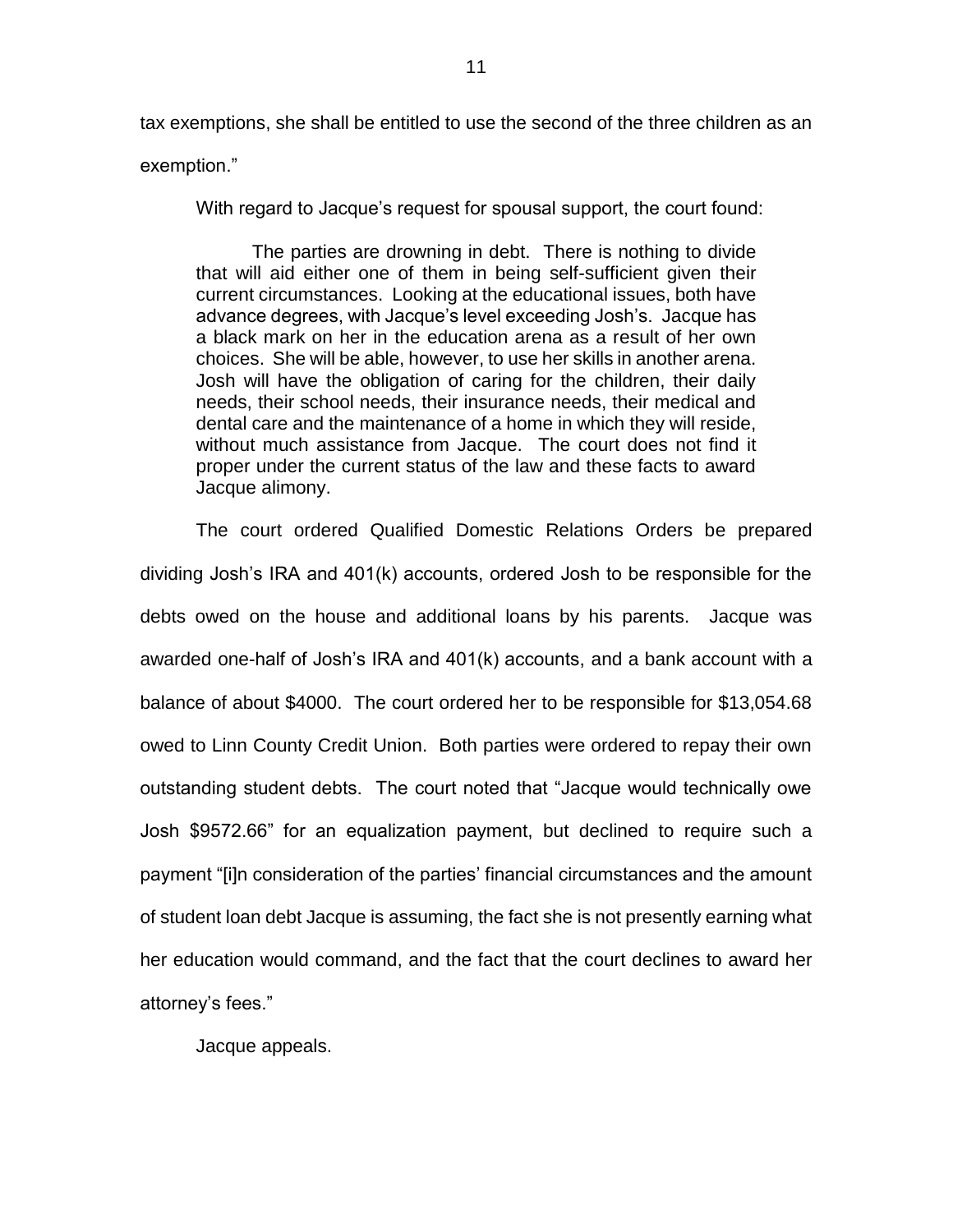tax exemptions, she shall be entitled to use the second of the three children as an exemption."

With regard to Jacque's request for spousal support, the court found:

> The parties are drowning in debt. There is nothing to divide that will aid either one of them in being self-sufficient given their current circumstances. Looking at the educational issues, both have advance degrees, with Jacque's level exceeding Josh's. Jacque has a black mark on her in the education arena as a result of her own choices. She will be able, however, to use her skills in another arena. Josh will have the obligation of caring for the children, their daily needs, their school needs, their insurance needs, their medical and dental care and the maintenance of a home in which they will reside, without much assistance from Jacque. The court does not find it proper under the current status of the law and these facts to award Jacque alimony.

The court ordered Qualified Domestic Relations Orders be prepared dividing Josh's IRA and 401(k) accounts, ordered Josh to be responsible for the debts owed on the house and additional loans by his parents. Jacque was awarded one-half of Josh's IRA and 401(k) accounts, and a bank account with a balance of about $4000. The court ordered her to be responsible for $13,054.68 owed to Linn County Credit Union. Both parties were ordered to repay their own outstanding student debts. The court noted that "Jacque would technically owe Josh $9572.66" for an equalization payment, but declined to require such a payment "[i]n consideration of the parties' financial circumstances and the amount of student loan debt Jacque is assuming, the fact she is not presently earning what her education would command, and the fact that the court declines to award her attorney's fees."

Jacque appeals.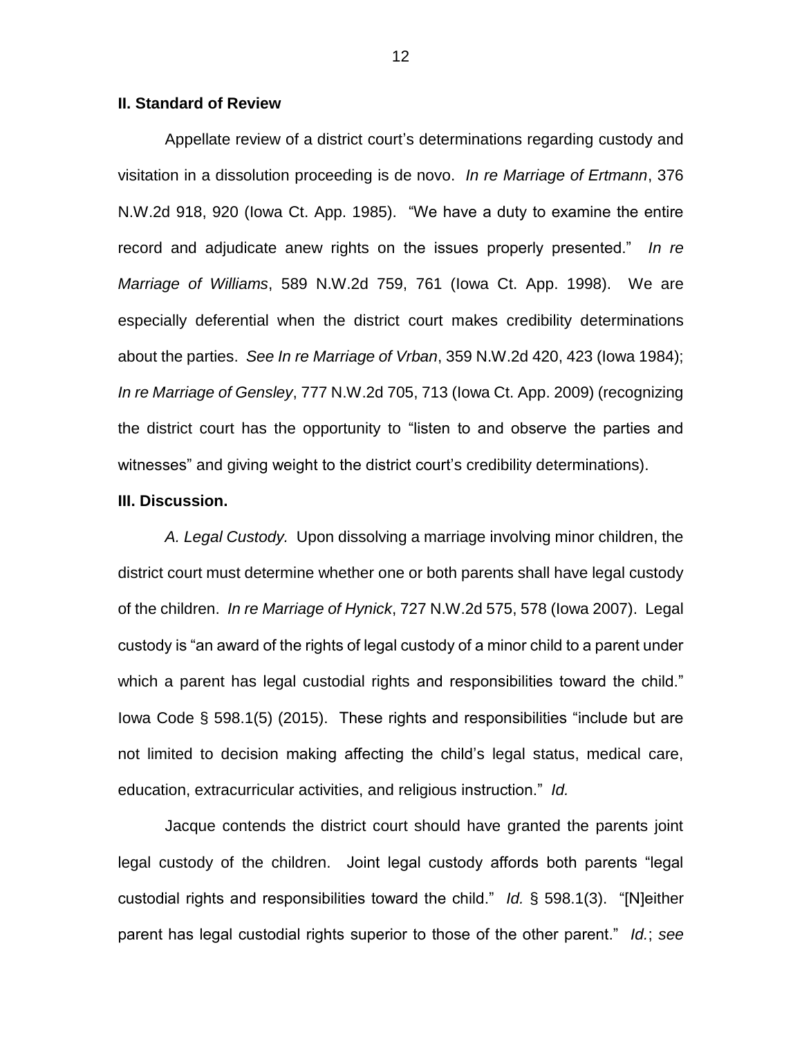**II. Standard of Review**

Appellate review of a district court's determinations regarding custody and visitation in a dissolution proceeding is de novo. *In re Marriage of Ertmann*, 376 N.W.2d 918, 920 (Iowa Ct. App. 1985). "We have a duty to examine the entire record and adjudicate anew rights on the issues properly presented." *In re Marriage of Williams*, 589 N.W.2d 759, 761 (Iowa Ct. App. 1998). We are especially deferential when the district court makes credibility determinations about the parties. *See In re Marriage of Vrban*, 359 N.W.2d 420, 423 (Iowa 1984); *In re Marriage of Gensley*, 777 N.W.2d 705, 713 (Iowa Ct. App. 2009) (recognizing the district court has the opportunity to "listen to and observe the parties and witnesses" and giving weight to the district court's credibility determinations).

**III. Discussion.**

*A. Legal Custody.* Upon dissolving a marriage involving minor children, the district court must determine whether one or both parents shall have legal custody of the children. *In re Marriage of Hynick*, 727 N.W.2d 575, 578 (Iowa 2007). Legal custody is "an award of the rights of legal custody of a minor child to a parent under which a parent has legal custodial rights and responsibilities toward the child." Iowa Code § 598.1(5) (2015). These rights and responsibilities "include but are not limited to decision making affecting the child's legal status, medical care, education, extracurricular activities, and religious instruction." *Id.*

Jacque contends the district court should have granted the parents joint legal custody of the children. Joint legal custody affords both parents "legal custodial rights and responsibilities toward the child." *Id.* § 598.1(3). "[N]either parent has legal custodial rights superior to those of the other parent." *Id.*; *see*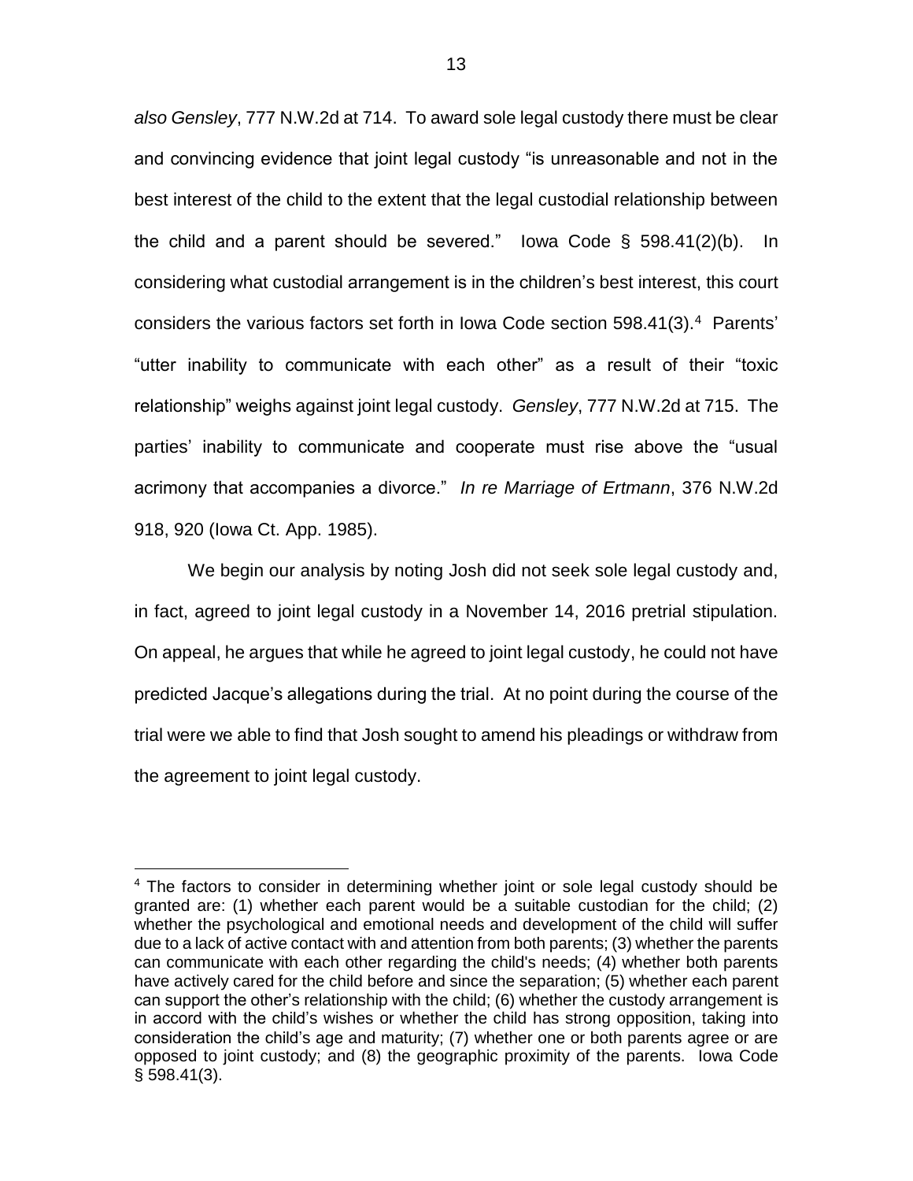*also Gensley*, 777 N.W.2d at 714. To award sole legal custody there must be clear and convincing evidence that joint legal custody "is unreasonable and not in the best interest of the child to the extent that the legal custodial relationship between the child and a parent should be severed." Iowa Code § 598.41(2)(b). In considering what custodial arrangement is in the children's best interest, this court considers the various factors set forth in Iowa Code section 598.41(3).[4] Parents' "utter inability to communicate with each other" as a result of their "toxic relationship" weighs against joint legal custody. *Gensley*, 777 N.W.2d at 715. The parties' inability to communicate and cooperate must rise above the "usual acrimony that accompanies a divorce." *In re Marriage of Ertmann*, 376 N.W.2d 918, 920 (Iowa Ct. App. 1985).

We begin our analysis by noting Josh did not seek sole legal custody and, in fact, agreed to joint legal custody in a November 14, 2016 pretrial stipulation. On appeal, he argues that while he agreed to joint legal custody, he could not have predicted Jacque's allegations during the trial. At no point during the course of the trial were we able to find that Josh sought to amend his pleadings or withdraw from the agreement to joint legal custody.

---

[4] The factors to consider in determining whether joint or sole legal custody should be granted are: (1) whether each parent would be a suitable custodian for the child; (2) whether the psychological and emotional needs and development of the child will suffer due to a lack of active contact with and attention from both parents; (3) whether the parents can communicate with each other regarding the child's needs; (4) whether both parents have actively cared for the child before and since the separation; (5) whether each parent can support the other's relationship with the child; (6) whether the custody arrangement is in accord with the child's wishes or whether the child has strong opposition, taking into consideration the child's age and maturity; (7) whether one or both parents agree or are opposed to joint custody; and (8) the geographic proximity of the parents. Iowa Code § 598.41(3).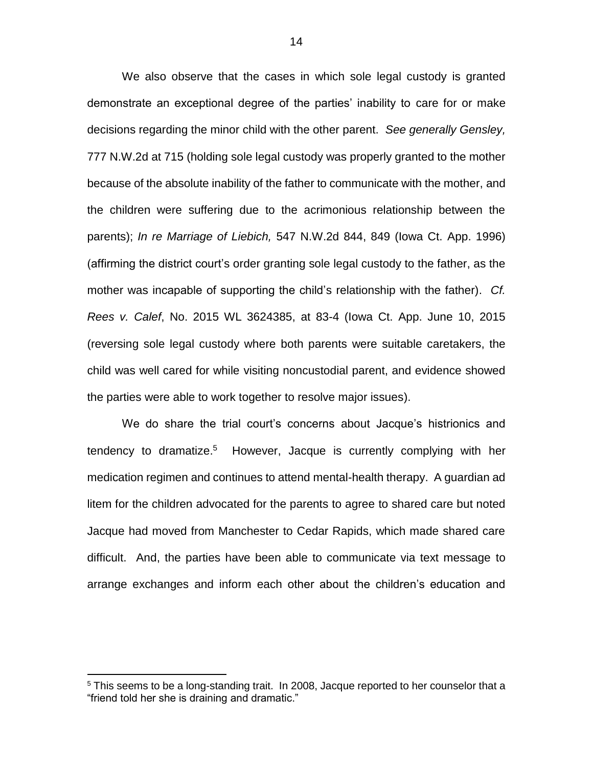We also observe that the cases in which sole legal custody is granted demonstrate an exceptional degree of the parties' inability to care for or make decisions regarding the minor child with the other parent. *See generally Gensley,* 777 N.W.2d at 715 (holding sole legal custody was properly granted to the mother because of the absolute inability of the father to communicate with the mother, and the children were suffering due to the acrimonious relationship between the parents); *In re Marriage of Liebich,* 547 N.W.2d 844, 849 (Iowa Ct. App. 1996) (affirming the district court's order granting sole legal custody to the father, as the mother was incapable of supporting the child's relationship with the father). *Cf. Rees v. Calef*, No. 2015 WL 3624385, at 83-4 (Iowa Ct. App. June 10, 2015 (reversing sole legal custody where both parents were suitable caretakers, the child was well cared for while visiting noncustodial parent, and evidence showed the parties were able to work together to resolve major issues).

We do share the trial court's concerns about Jacque's histrionics and tendency to dramatize.[5] However, Jacque is currently complying with her medication regimen and continues to attend mental-health therapy. A guardian ad litem for the children advocated for the parents to agree to shared care but noted Jacque had moved from Manchester to Cedar Rapids, which made shared care difficult. And, the parties have been able to communicate via text message to arrange exchanges and inform each other about the children's education and

[5] This seems to be a long-standing trait. In 2008, Jacque reported to her counselor that a "friend told her she is draining and dramatic."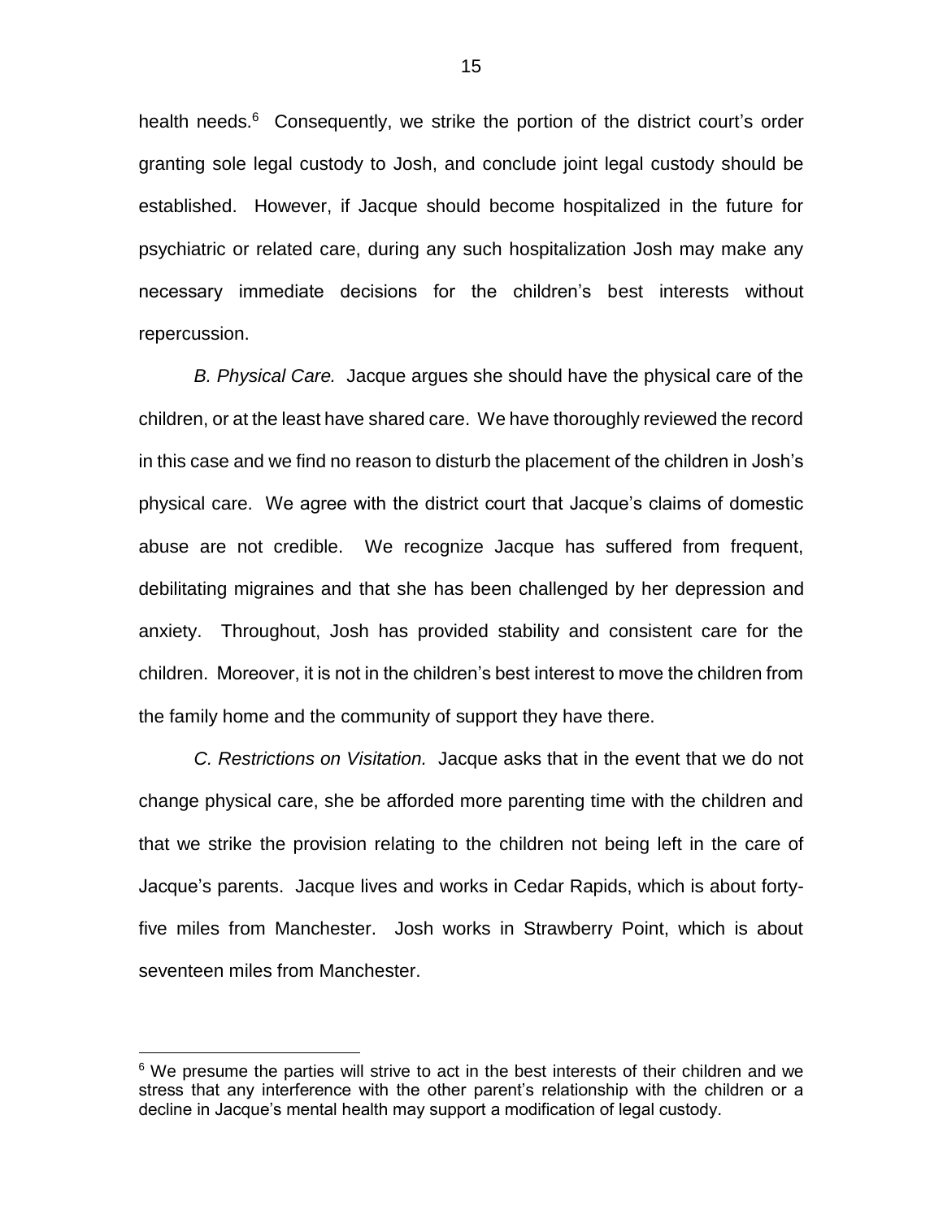health needs.[6] Consequently, we strike the portion of the district court's order granting sole legal custody to Josh, and conclude joint legal custody should be established. However, if Jacque should become hospitalized in the future for psychiatric or related care, during any such hospitalization Josh may make any necessary immediate decisions for the children's best interests without repercussion.

*B. Physical Care.* Jacque argues she should have the physical care of the children, or at the least have shared care. We have thoroughly reviewed the record in this case and we find no reason to disturb the placement of the children in Josh's physical care. We agree with the district court that Jacque's claims of domestic abuse are not credible. We recognize Jacque has suffered from frequent, debilitating migraines and that she has been challenged by her depression and anxiety. Throughout, Josh has provided stability and consistent care for the children. Moreover, it is not in the children's best interest to move the children from the family home and the community of support they have there.

*C. Restrictions on Visitation.* Jacque asks that in the event that we do not change physical care, she be afforded more parenting time with the children and that we strike the provision relating to the children not being left in the care of Jacque's parents. Jacque lives and works in Cedar Rapids, which is about forty-five miles from Manchester. Josh works in Strawberry Point, which is about seventeen miles from Manchester.

---

[6] We presume the parties will strive to act in the best interests of their children and we stress that any interference with the other parent's relationship with the children or a decline in Jacque's mental health may support a modification of legal custody.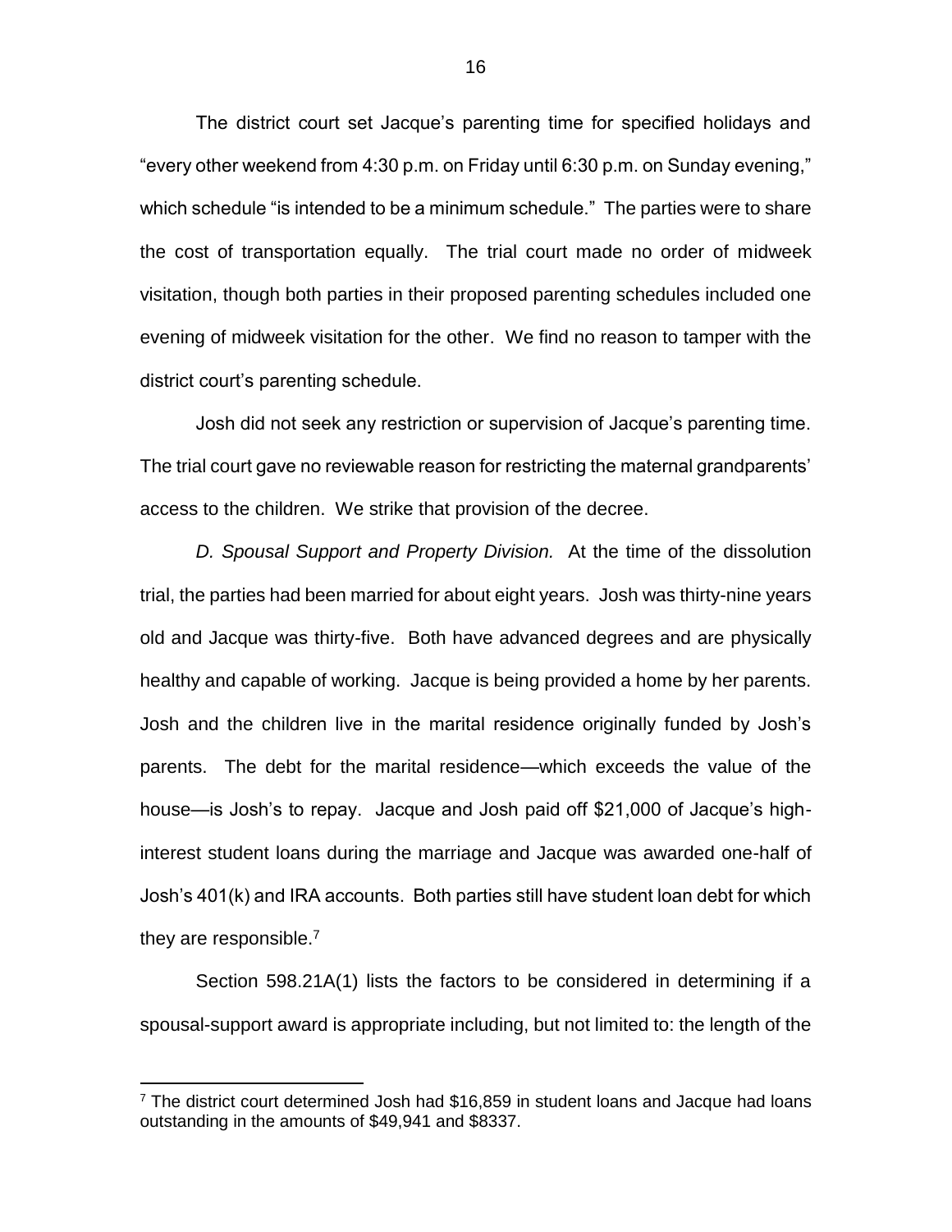The district court set Jacque's parenting time for specified holidays and "every other weekend from 4:30 p.m. on Friday until 6:30 p.m. on Sunday evening," which schedule "is intended to be a minimum schedule." The parties were to share the cost of transportation equally. The trial court made no order of midweek visitation, though both parties in their proposed parenting schedules included one evening of midweek visitation for the other. We find no reason to tamper with the district court's parenting schedule.

Josh did not seek any restriction or supervision of Jacque's parenting time. The trial court gave no reviewable reason for restricting the maternal grandparents' access to the children. We strike that provision of the decree.

*D. Spousal Support and Property Division.* At the time of the dissolution trial, the parties had been married for about eight years. Josh was thirty-nine years old and Jacque was thirty-five. Both have advanced degrees and are physically healthy and capable of working. Jacque is being provided a home by her parents. Josh and the children live in the marital residence originally funded by Josh's parents. The debt for the marital residence—which exceeds the value of the house—is Josh's to repay. Jacque and Josh paid off $21,000 of Jacque's high-interest student loans during the marriage and Jacque was awarded one-half of Josh's 401(k) and IRA accounts. Both parties still have student loan debt for which they are responsible.[7]

Section 598.21A(1) lists the factors to be considered in determining if a spousal-support award is appropriate including, but not limited to: the length of the

---

[7] The district court determined Josh had $16,859 in student loans and Jacque had loans outstanding in the amounts of $49,941 and $8337.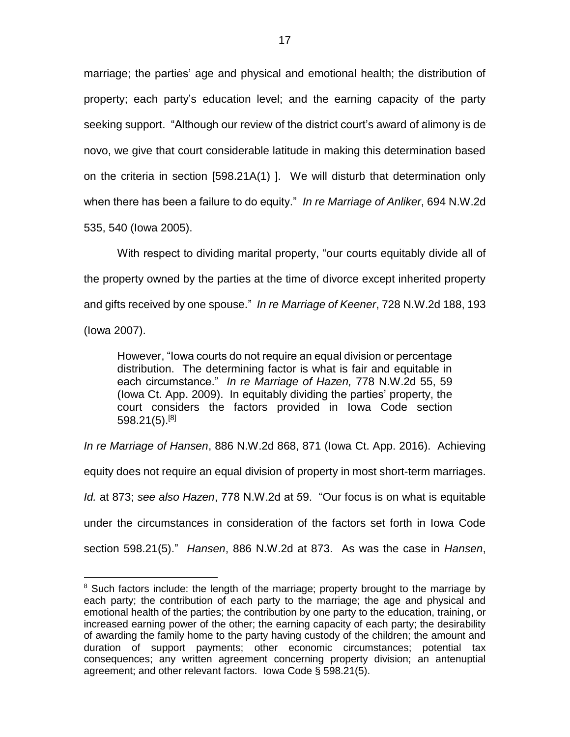marriage; the parties' age and physical and emotional health; the distribution of property; each party's education level; and the earning capacity of the party seeking support. "Although our review of the district court's award of alimony is de novo, we give that court considerable latitude in making this determination based on the criteria in section [598.21A(1) ]. We will disturb that determination only when there has been a failure to do equity." *In re Marriage of Anliker*, 694 N.W.2d 535, 540 (Iowa 2005).

With respect to dividing marital property, "our courts equitably divide all of the property owned by the parties at the time of divorce except inherited property and gifts received by one spouse." *In re Marriage of Keener*, 728 N.W.2d 188, 193 (Iowa 2007).

> However, "Iowa courts do not require an equal division or percentage distribution. The determining factor is what is fair and equitable in each circumstance." *In re Marriage of Hazen,* 778 N.W.2d 55, 59 (Iowa Ct. App. 2009). In equitably dividing the parties' property, the court considers the factors provided in Iowa Code section 598.21(5).[8]

*In re Marriage of Hansen*, 886 N.W.2d 868, 871 (Iowa Ct. App. 2016). Achieving equity does not require an equal division of property in most short-term marriages. *Id.* at 873; *see also Hazen*, 778 N.W.2d at 59. "Our focus is on what is equitable under the circumstances in consideration of the factors set forth in Iowa Code section 598.21(5)." *Hansen*, 886 N.W.2d at 873. As was the case in *Hansen*,

[8] Such factors include: the length of the marriage; property brought to the marriage by each party; the contribution of each party to the marriage; the age and physical and emotional health of the parties; the contribution by one party to the education, training, or increased earning power of the other; the earning capacity of each party; the desirability of awarding the family home to the party having custody of the children; the amount and duration of support payments; other economic circumstances; potential tax consequences; any written agreement concerning property division; an antenuptial agreement; and other relevant factors. Iowa Code § 598.21(5).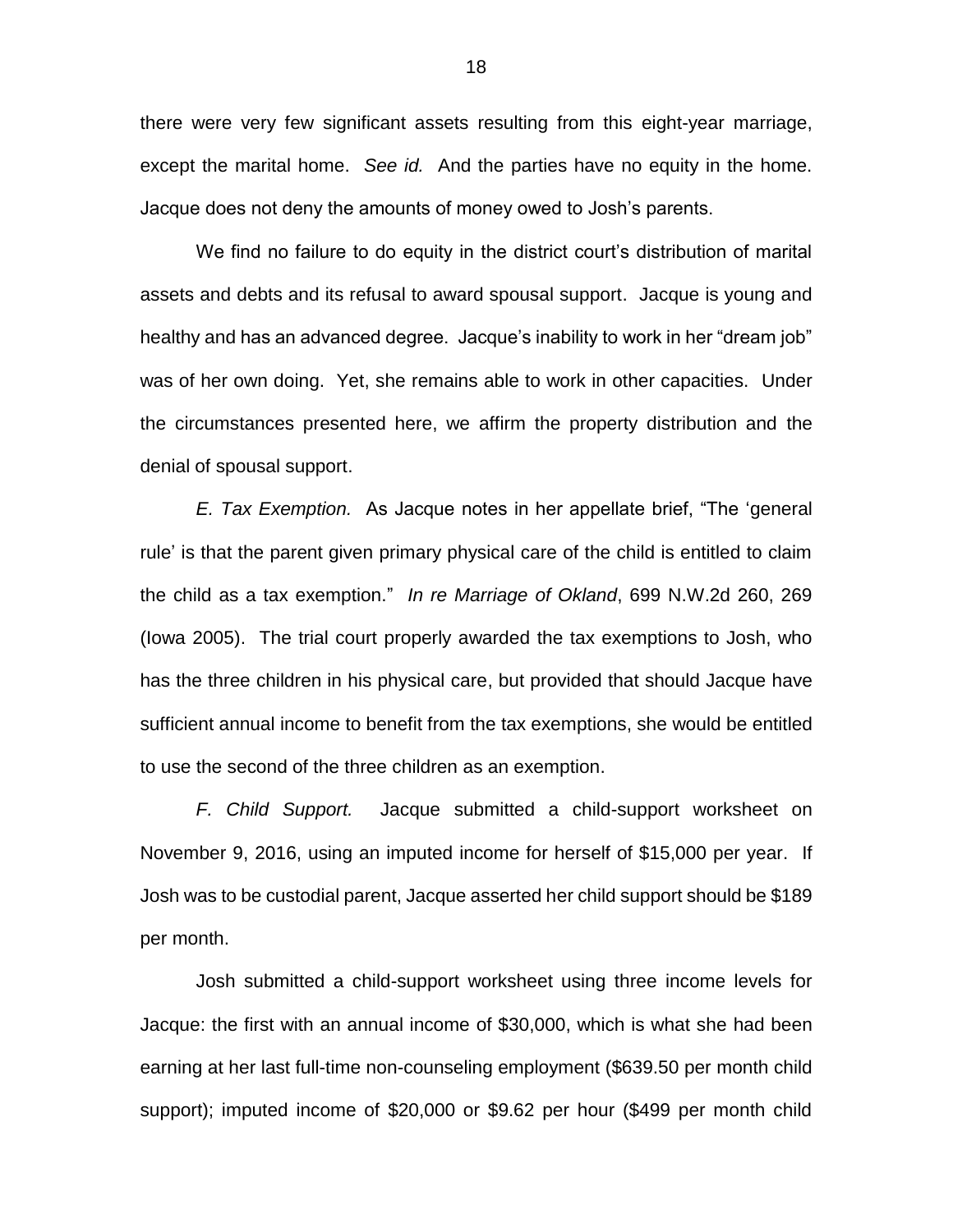there were very few significant assets resulting from this eight-year marriage, except the marital home. *See id.* And the parties have no equity in the home. Jacque does not deny the amounts of money owed to Josh's parents.

We find no failure to do equity in the district court's distribution of marital assets and debts and its refusal to award spousal support. Jacque is young and healthy and has an advanced degree. Jacque's inability to work in her "dream job" was of her own doing. Yet, she remains able to work in other capacities. Under the circumstances presented here, we affirm the property distribution and the denial of spousal support.

*E. Tax Exemption.* As Jacque notes in her appellate brief, "The 'general rule' is that the parent given primary physical care of the child is entitled to claim the child as a tax exemption." *In re Marriage of Okland*, 699 N.W.2d 260, 269 (Iowa 2005). The trial court properly awarded the tax exemptions to Josh, who has the three children in his physical care, but provided that should Jacque have sufficient annual income to benefit from the tax exemptions, she would be entitled to use the second of the three children as an exemption.

*F. Child Support.* Jacque submitted a child-support worksheet on November 9, 2016, using an imputed income for herself of $15,000 per year. If Josh was to be custodial parent, Jacque asserted her child support should be $189 per month.

Josh submitted a child-support worksheet using three income levels for Jacque: the first with an annual income of $30,000, which is what she had been earning at her last full-time non-counseling employment ($639.50 per month child support); imputed income of $20,000 or $9.62 per hour ($499 per month child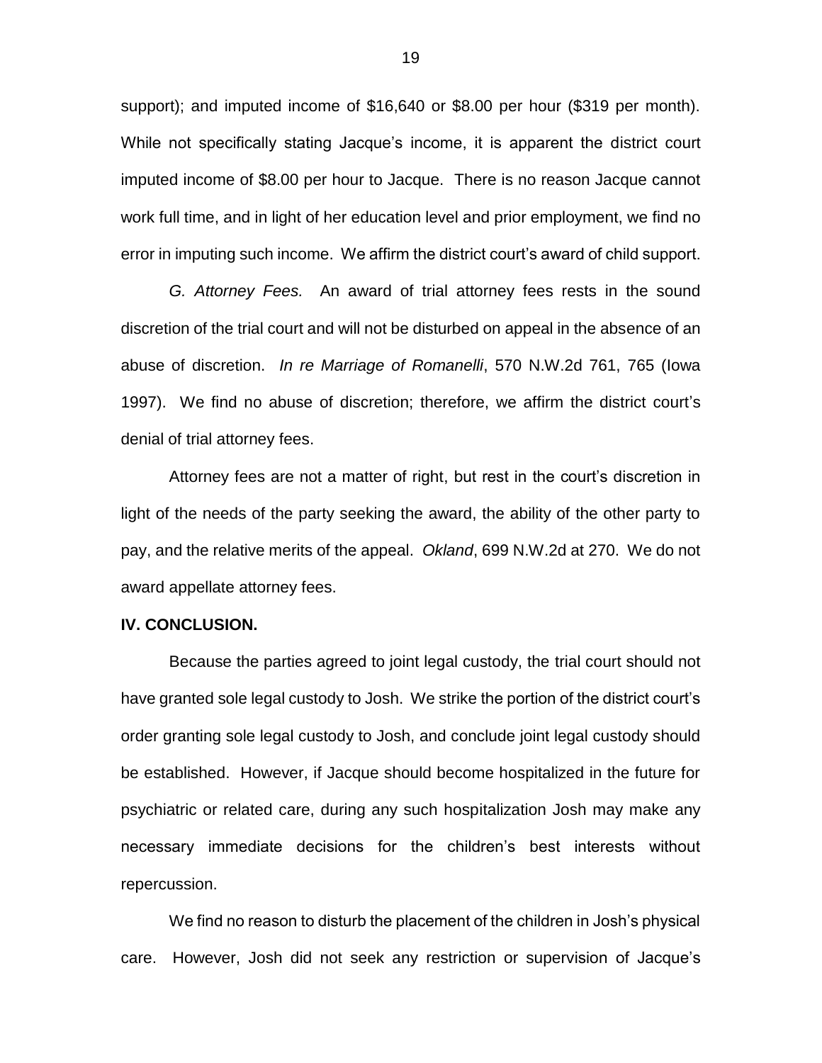support); and imputed income of $16,640 or $8.00 per hour ($319 per month). While not specifically stating Jacque's income, it is apparent the district court imputed income of $8.00 per hour to Jacque. There is no reason Jacque cannot work full time, and in light of her education level and prior employment, we find no error in imputing such income. We affirm the district court's award of child support.

*G. Attorney Fees.* An award of trial attorney fees rests in the sound discretion of the trial court and will not be disturbed on appeal in the absence of an abuse of discretion. *In re Marriage of Romanelli*, 570 N.W.2d 761, 765 (Iowa 1997). We find no abuse of discretion; therefore, we affirm the district court's denial of trial attorney fees.

Attorney fees are not a matter of right, but rest in the court's discretion in light of the needs of the party seeking the award, the ability of the other party to pay, and the relative merits of the appeal. *Okland*, 699 N.W.2d at 270. We do not award appellate attorney fees.

**IV. CONCLUSION.**

Because the parties agreed to joint legal custody, the trial court should not have granted sole legal custody to Josh. We strike the portion of the district court's order granting sole legal custody to Josh, and conclude joint legal custody should be established. However, if Jacque should become hospitalized in the future for psychiatric or related care, during any such hospitalization Josh may make any necessary immediate decisions for the children's best interests without repercussion.

We find no reason to disturb the placement of the children in Josh's physical care. However, Josh did not seek any restriction or supervision of Jacque's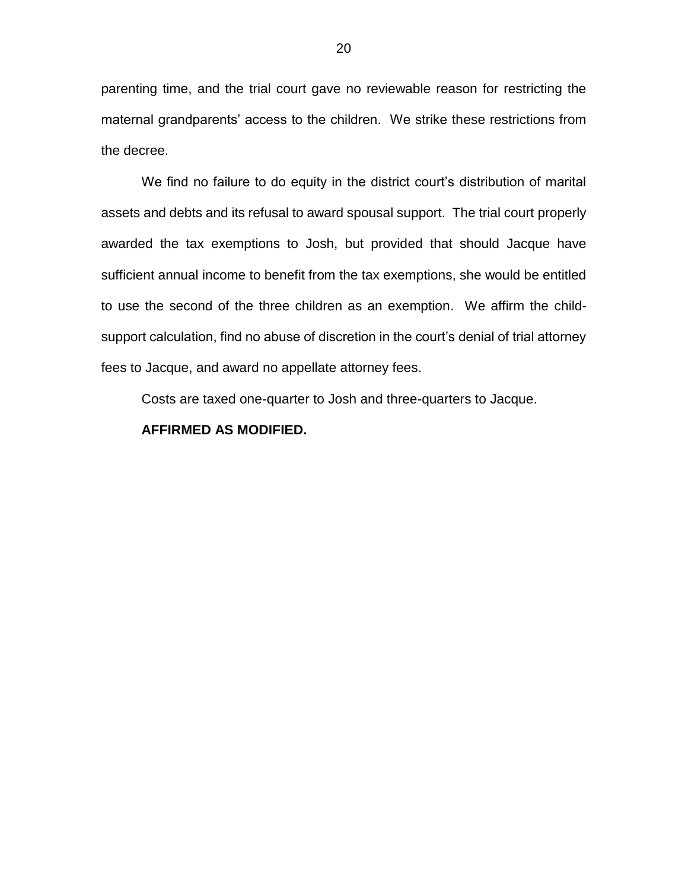parenting time, and the trial court gave no reviewable reason for restricting the maternal grandparents' access to the children. We strike these restrictions from the decree.

We find no failure to do equity in the district court's distribution of marital assets and debts and its refusal to award spousal support. The trial court properly awarded the tax exemptions to Josh, but provided that should Jacque have sufficient annual income to benefit from the tax exemptions, she would be entitled to use the second of the three children as an exemption. We affirm the child-support calculation, find no abuse of discretion in the court's denial of trial attorney fees to Jacque, and award no appellate attorney fees.

Costs are taxed one-quarter to Josh and three-quarters to Jacque.

**AFFIRMED AS MODIFIED.**